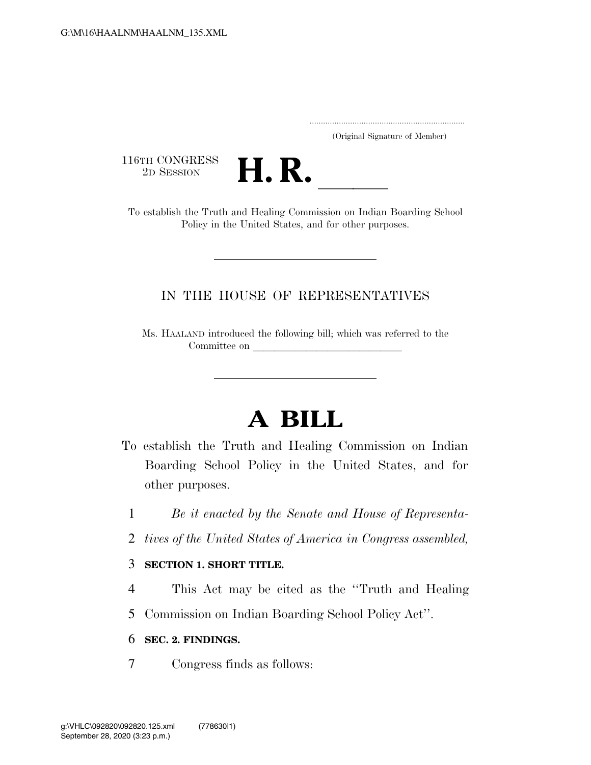(Original Signature of Member)

116TH CONGRESS
2D SESSION

# H. R. \_\_\_\_\_

To establish the Truth and Healing Commission on Indian Boarding School Policy in the United States, and for other purposes.

IN THE HOUSE OF REPRESENTATIVES

Ms. HAALAND introduced the following bill; which was referred to the Committee on \_\_\_\_\_\_\_\_\_\_\_\_\_\_\_\_\_\_\_\_\_\_\_\_\_\_\_\_\_\_

# A BILL

To establish the Truth and Healing Commission on Indian Boarding School Policy in the United States, and for other purposes.

*Be it enacted by the Senate and House of Representatives of the United States of America in Congress assembled,*

**SECTION 1. SHORT TITLE.**

This Act may be cited as the ''Truth and Healing Commission on Indian Boarding School Policy Act''.

**SEC. 2. FINDINGS.**

Congress finds as follows: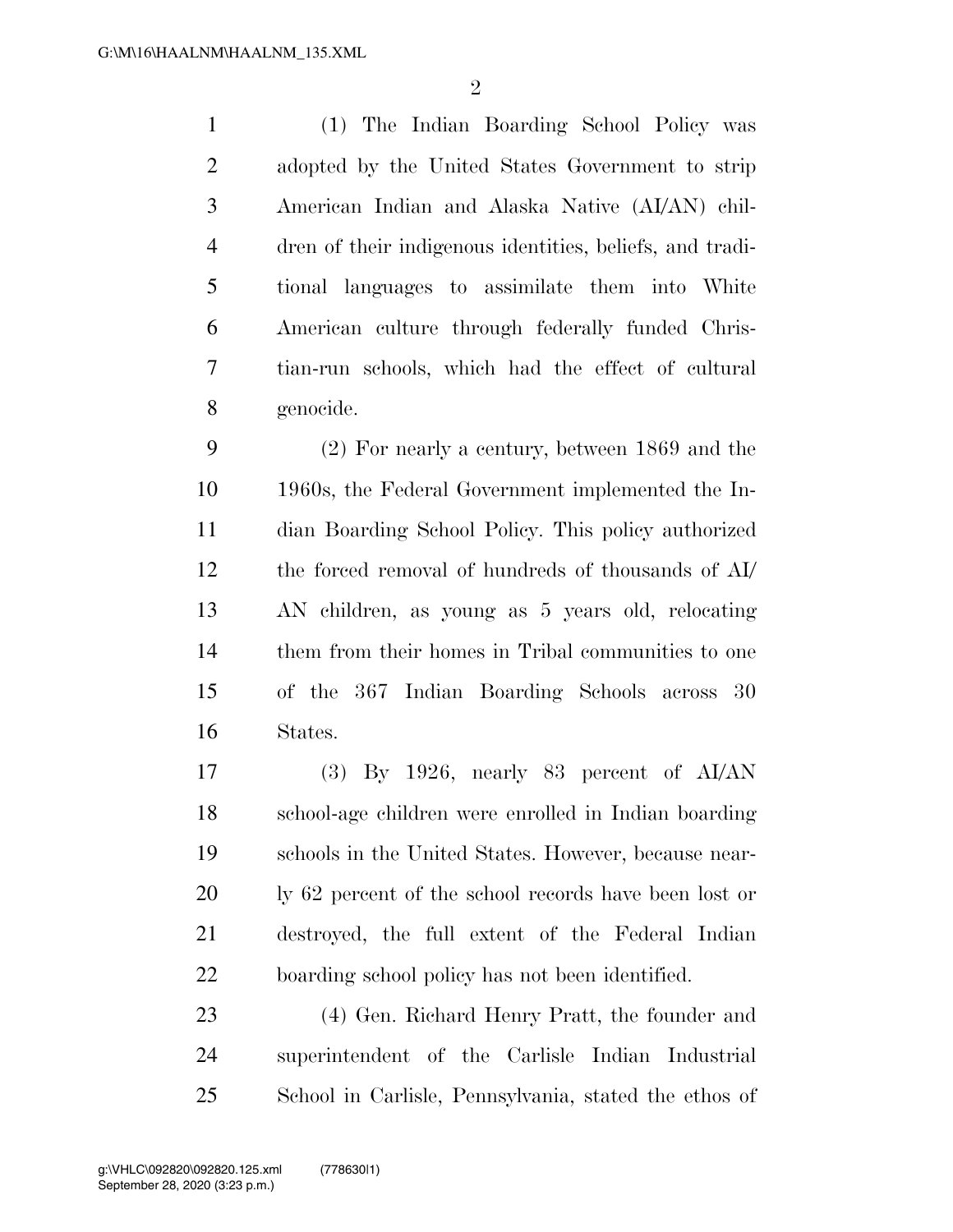(1) The Indian Boarding School Policy was adopted by the United States Government to strip American Indian and Alaska Native (AI/AN) children of their indigenous identities, beliefs, and traditional languages to assimilate them into White American culture through federally funded Christian-run schools, which had the effect of cultural genocide.

(2) For nearly a century, between 1869 and the 1960s, the Federal Government implemented the Indian Boarding School Policy. This policy authorized the forced removal of hundreds of thousands of AI/AN children, as young as 5 years old, relocating them from their homes in Tribal communities to one of the 367 Indian Boarding Schools across 30 States.

(3) By 1926, nearly 83 percent of AI/AN school-age children were enrolled in Indian boarding schools in the United States. However, because nearly 62 percent of the school records have been lost or destroyed, the full extent of the Federal Indian boarding school policy has not been identified.

(4) Gen. Richard Henry Pratt, the founder and superintendent of the Carlisle Indian Industrial School in Carlisle, Pennsylvania, stated the ethos of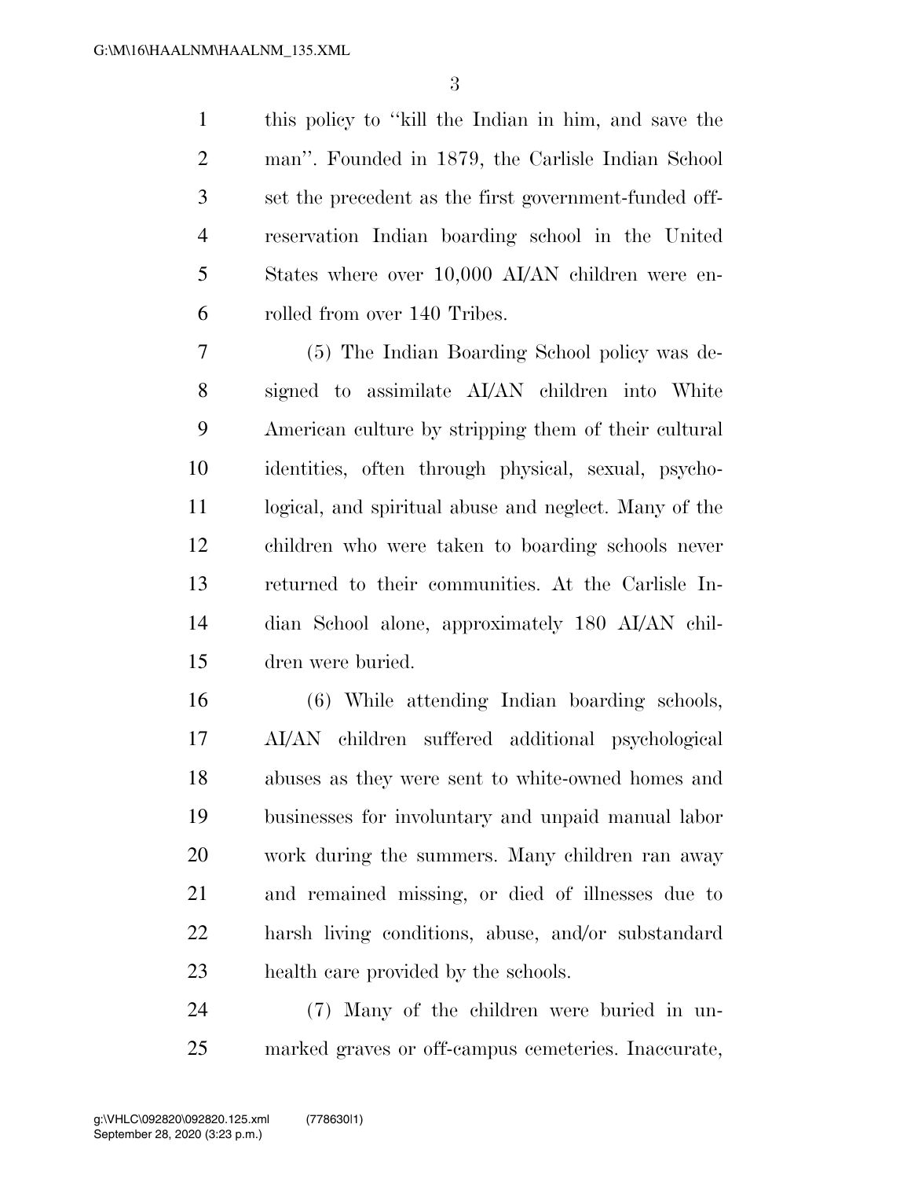this policy to "kill the Indian in him, and save the man". Founded in 1879, the Carlisle Indian School set the precedent as the first government-funded off-reservation Indian boarding school in the United States where over 10,000 AI/AN children were enrolled from over 140 Tribes.

(5) The Indian Boarding School policy was designed to assimilate AI/AN children into White American culture by stripping them of their cultural identities, often through physical, sexual, psychological, and spiritual abuse and neglect. Many of the children who were taken to boarding schools never returned to their communities. At the Carlisle Indian School alone, approximately 180 AI/AN children were buried.

(6) While attending Indian boarding schools, AI/AN children suffered additional psychological abuses as they were sent to white-owned homes and businesses for involuntary and unpaid manual labor work during the summers. Many children ran away and remained missing, or died of illnesses due to harsh living conditions, abuse, and/or substandard health care provided by the schools.

(7) Many of the children were buried in unmarked graves or off-campus cemeteries. Inaccurate,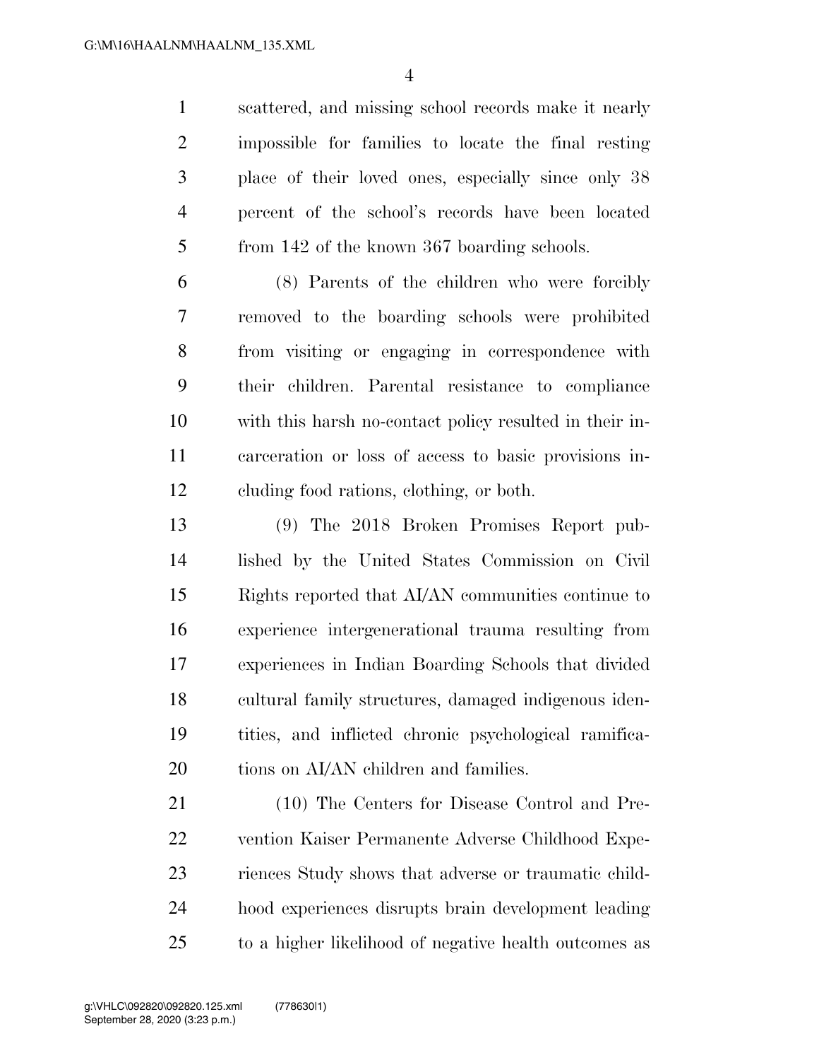scattered, and missing school records make it nearly impossible for families to locate the final resting place of their loved ones, especially since only 38 percent of the school's records have been located from 142 of the known 367 boarding schools.

(8) Parents of the children who were forcibly removed to the boarding schools were prohibited from visiting or engaging in correspondence with their children. Parental resistance to compliance with this harsh no-contact policy resulted in their incarceration or loss of access to basic provisions including food rations, clothing, or both.

(9) The 2018 Broken Promises Report published by the United States Commission on Civil Rights reported that AI/AN communities continue to experience intergenerational trauma resulting from experiences in Indian Boarding Schools that divided cultural family structures, damaged indigenous identities, and inflicted chronic psychological ramifications on AI/AN children and families.

(10) The Centers for Disease Control and Prevention Kaiser Permanente Adverse Childhood Experiences Study shows that adverse or traumatic childhood experiences disrupts brain development leading to a higher likelihood of negative health outcomes as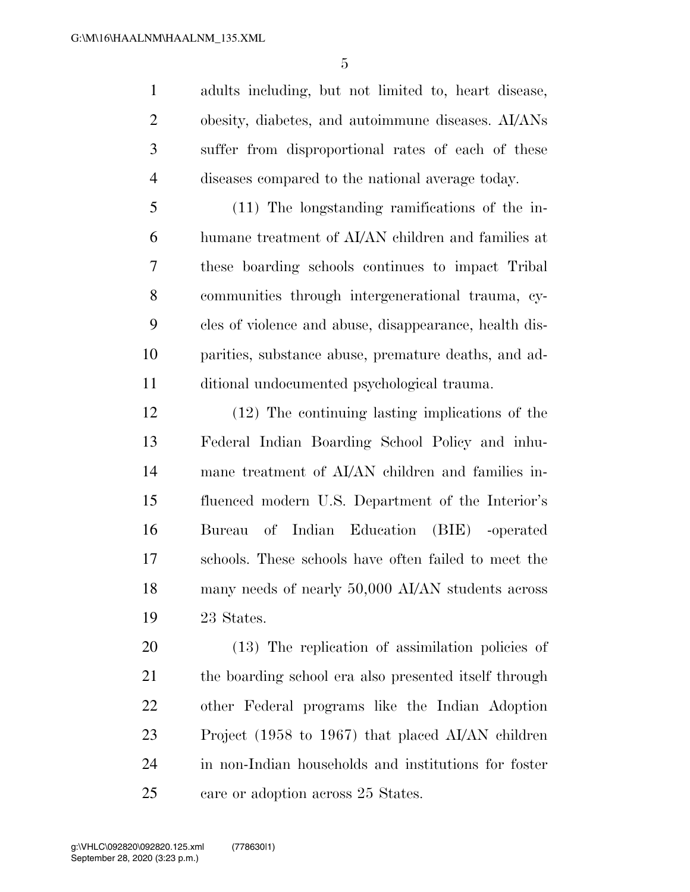adults including, but not limited to, heart disease, obesity, diabetes, and autoimmune diseases. AI/ANs suffer from disproportional rates of each of these diseases compared to the national average today.

(11) The longstanding ramifications of the inhumane treatment of AI/AN children and families at these boarding schools continues to impact Tribal communities through intergenerational trauma, cycles of violence and abuse, disappearance, health disparities, substance abuse, premature deaths, and additional undocumented psychological trauma.

(12) The continuing lasting implications of the Federal Indian Boarding School Policy and inhumane treatment of AI/AN children and families influenced modern U.S. Department of the Interior's Bureau of Indian Education (BIE) -operated schools. These schools have often failed to meet the many needs of nearly 50,000 AI/AN students across 23 States.

(13) The replication of assimilation policies of the boarding school era also presented itself through other Federal programs like the Indian Adoption Project (1958 to 1967) that placed AI/AN children in non-Indian households and institutions for foster care or adoption across 25 States.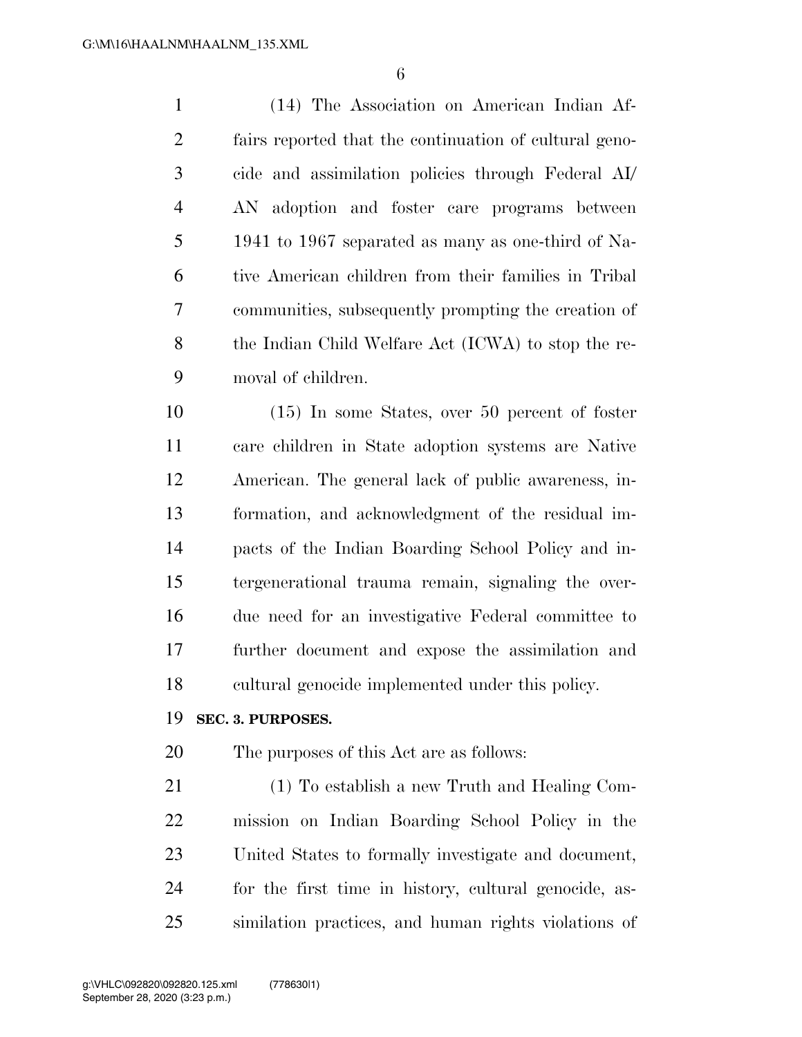(14) The Association on American Indian Affairs reported that the continuation of cultural genocide and assimilation policies through Federal AI/AN adoption and foster care programs between 1941 to 1967 separated as many as one-third of Native American children from their families in Tribal communities, subsequently prompting the creation of the Indian Child Welfare Act (ICWA) to stop the removal of children.

(15) In some States, over 50 percent of foster care children in State adoption systems are Native American. The general lack of public awareness, information, and acknowledgment of the residual impacts of the Indian Boarding School Policy and intergenerational trauma remain, signaling the overdue need for an investigative Federal committee to further document and expose the assimilation and cultural genocide implemented under this policy.

**SEC. 3. PURPOSES.**

The purposes of this Act are as follows:

(1) To establish a new Truth and Healing Commission on Indian Boarding School Policy in the United States to formally investigate and document, for the first time in history, cultural genocide, assimilation practices, and human rights violations of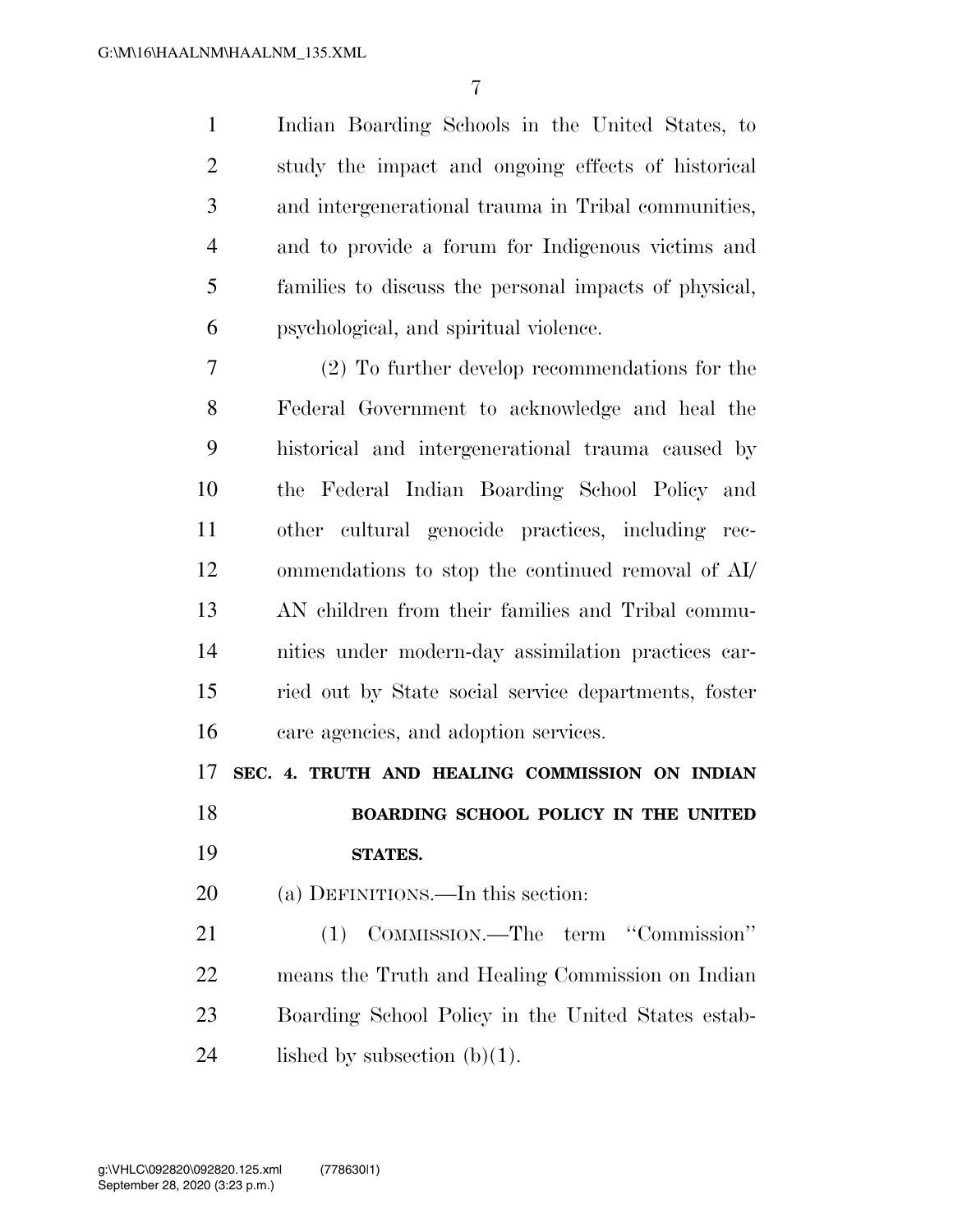Indian Boarding Schools in the United States, to study the impact and ongoing effects of historical and intergenerational trauma in Tribal communities, and to provide a forum for Indigenous victims and families to discuss the personal impacts of physical, psychological, and spiritual violence.

(2) To further develop recommendations for the Federal Government to acknowledge and heal the historical and intergenerational trauma caused by the Federal Indian Boarding School Policy and other cultural genocide practices, including recommendations to stop the continued removal of AI/AN children from their families and Tribal communities under modern-day assimilation practices carried out by State social service departments, foster care agencies, and adoption services.

## SEC. 4. TRUTH AND HEALING COMMISSION ON INDIAN BOARDING SCHOOL POLICY IN THE UNITED STATES.

(a) DEFINITIONS.—In this section:

(1) COMMISSION.—The term ''Commission'' means the Truth and Healing Commission on Indian Boarding School Policy in the United States established by subsection (b)(1).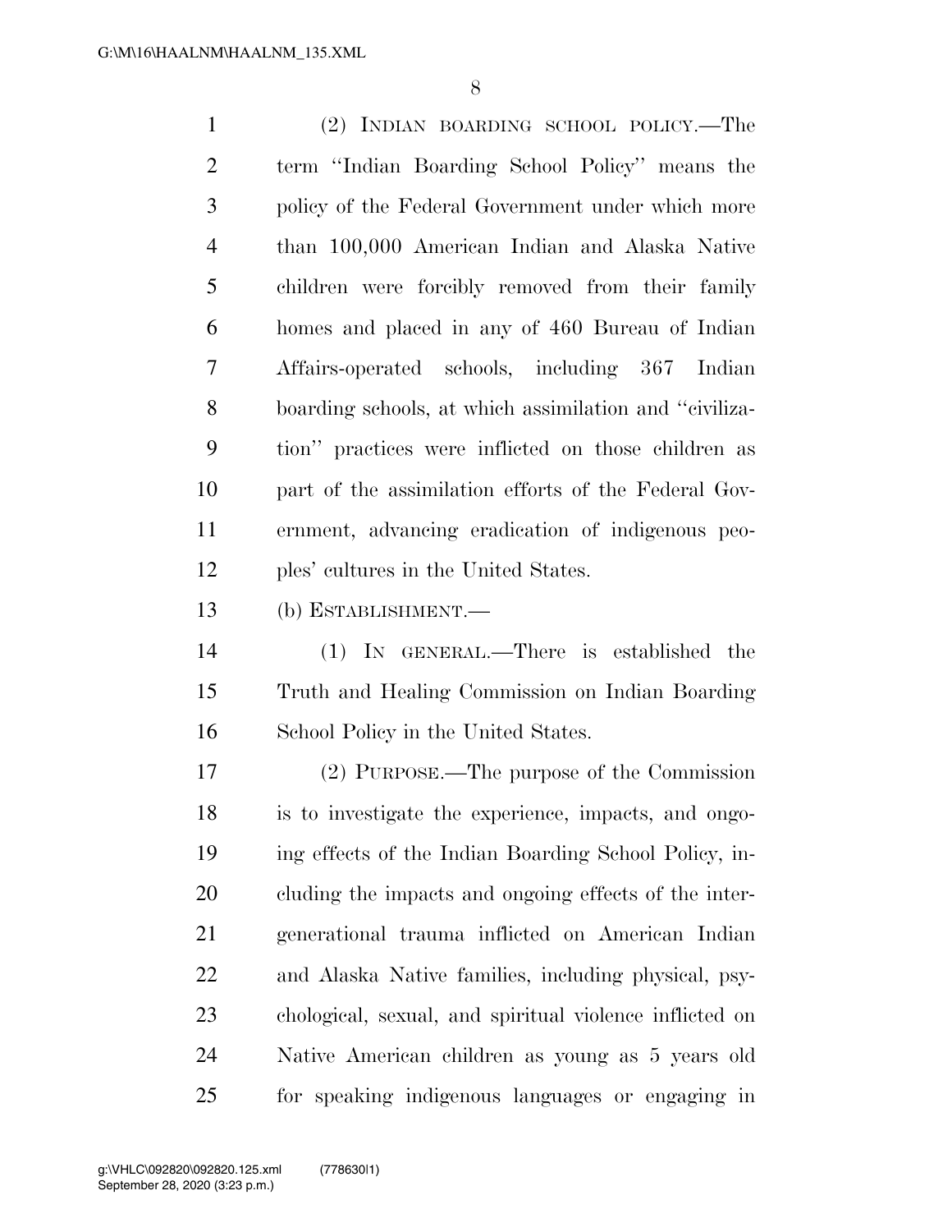(2) INDIAN BOARDING SCHOOL POLICY.—The term "Indian Boarding School Policy" means the policy of the Federal Government under which more than 100,000 American Indian and Alaska Native children were forcibly removed from their family homes and placed in any of 460 Bureau of Indian Affairs-operated schools, including 367 Indian boarding schools, at which assimilation and "civilization" practices were inflicted on those children as part of the assimilation efforts of the Federal Government, advancing eradication of indigenous peoples' cultures in the United States.

(b) ESTABLISHMENT.—

(1) IN GENERAL.—There is established the Truth and Healing Commission on Indian Boarding School Policy in the United States.

(2) PURPOSE.—The purpose of the Commission is to investigate the experience, impacts, and ongoing effects of the Indian Boarding School Policy, including the impacts and ongoing effects of the intergenerational trauma inflicted on American Indian and Alaska Native families, including physical, psychological, sexual, and spiritual violence inflicted on Native American children as young as 5 years old for speaking indigenous languages or engaging in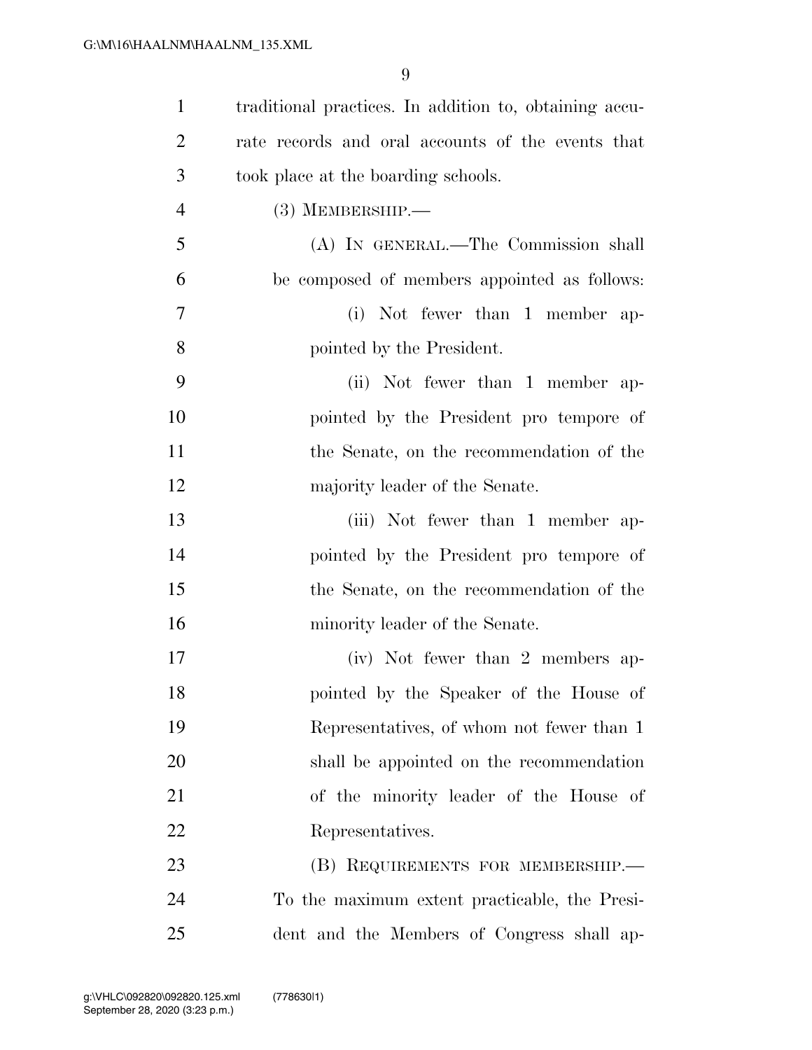traditional practices. In addition to, obtaining accurate records and oral accounts of the events that took place at the boarding schools.

(3) MEMBERSHIP.—

(A) IN GENERAL.—The Commission shall be composed of members appointed as follows:

(i) Not fewer than 1 member appointed by the President.

(ii) Not fewer than 1 member appointed by the President pro tempore of the Senate, on the recommendation of the majority leader of the Senate.

(iii) Not fewer than 1 member appointed by the President pro tempore of the Senate, on the recommendation of the minority leader of the Senate.

(iv) Not fewer than 2 members appointed by the Speaker of the House of Representatives, of whom not fewer than 1 shall be appointed on the recommendation of the minority leader of the House of Representatives.

(B) REQUIREMENTS FOR MEMBERSHIP.—To the maximum extent practicable, the President and the Members of Congress shall ap-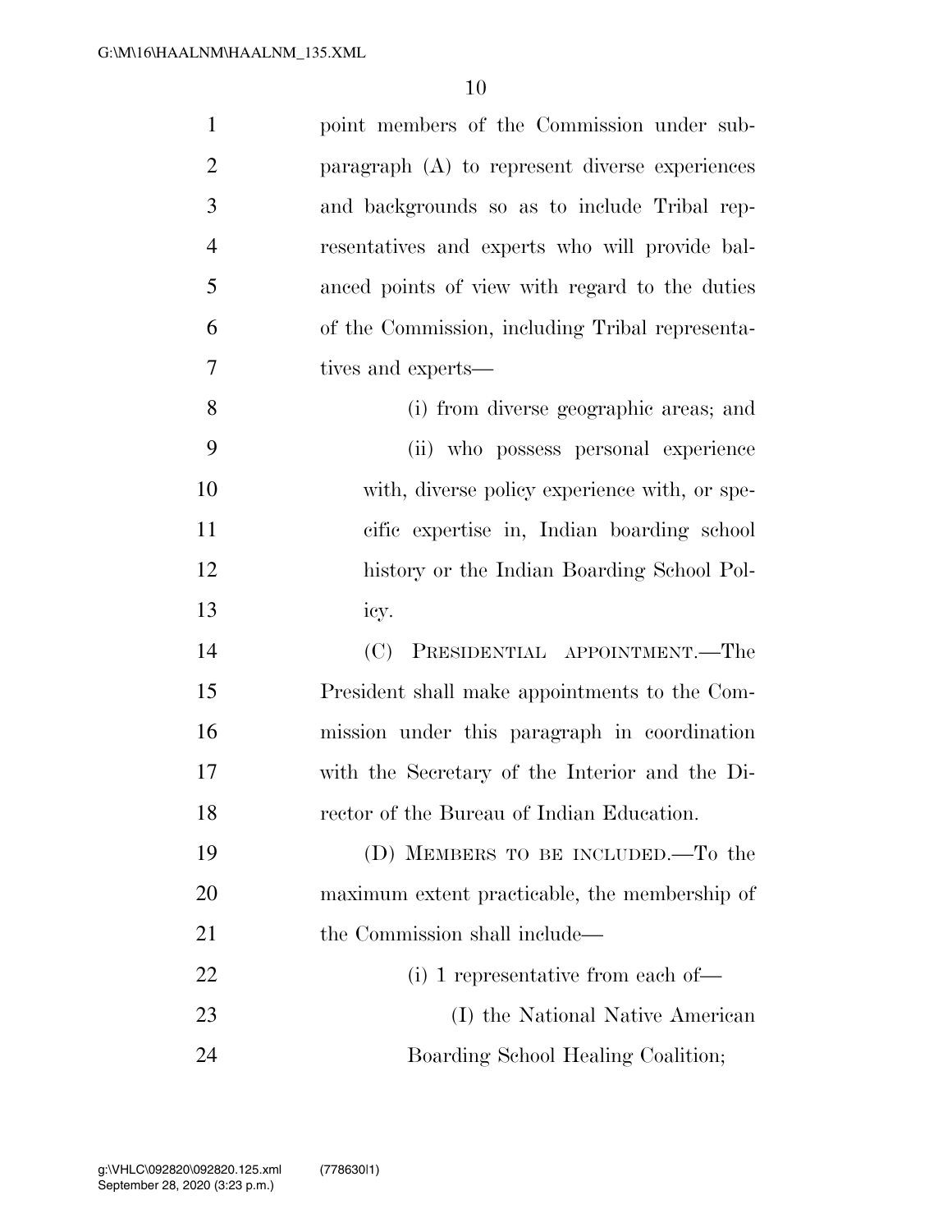point members of the Commission under subparagraph (A) to represent diverse experiences and backgrounds so as to include Tribal representatives and experts who will provide balanced points of view with regard to the duties of the Commission, including Tribal representatives and experts—

(i) from diverse geographic areas; and

(ii) who possess personal experience with, diverse policy experience with, or specific expertise in, Indian boarding school history or the Indian Boarding School Policy.

(C) PRESIDENTIAL APPOINTMENT.—The President shall make appointments to the Commission under this paragraph in coordination with the Secretary of the Interior and the Director of the Bureau of Indian Education.

(D) MEMBERS TO BE INCLUDED.—To the maximum extent practicable, the membership of the Commission shall include—

(i) 1 representative from each of—

(I) the National Native American Boarding School Healing Coalition;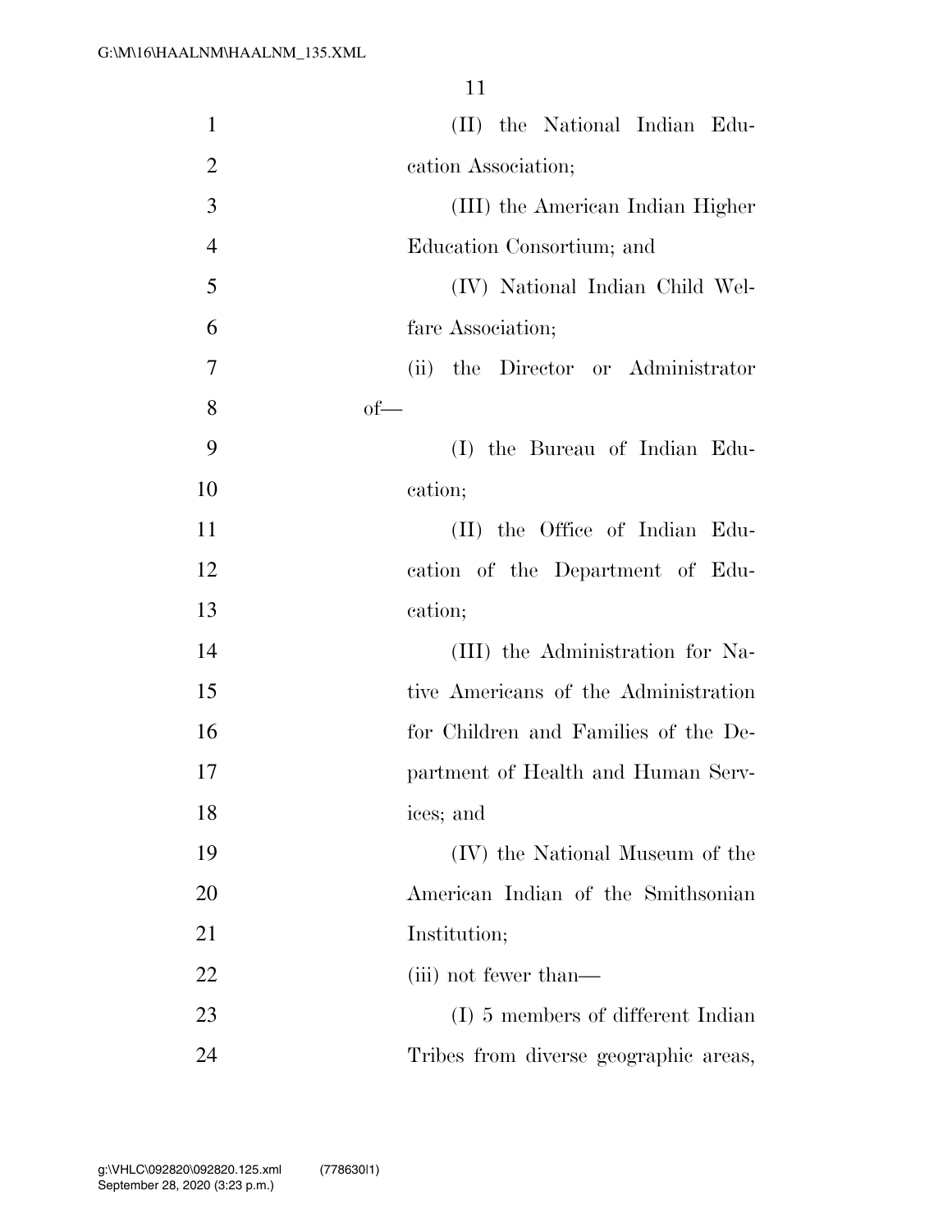(II) the National Indian Education Association;

(III) the American Indian Higher Education Consortium; and

(IV) National Indian Child Welfare Association;

(ii) the Director or Administrator of—

(I) the Bureau of Indian Education;

(II) the Office of Indian Education of the Department of Education;

(III) the Administration for Native Americans of the Administration for Children and Families of the Department of Health and Human Services; and

(IV) the National Museum of the American Indian of the Smithsonian Institution;

(iii) not fewer than—

(I) 5 members of different Indian Tribes from diverse geographic areas,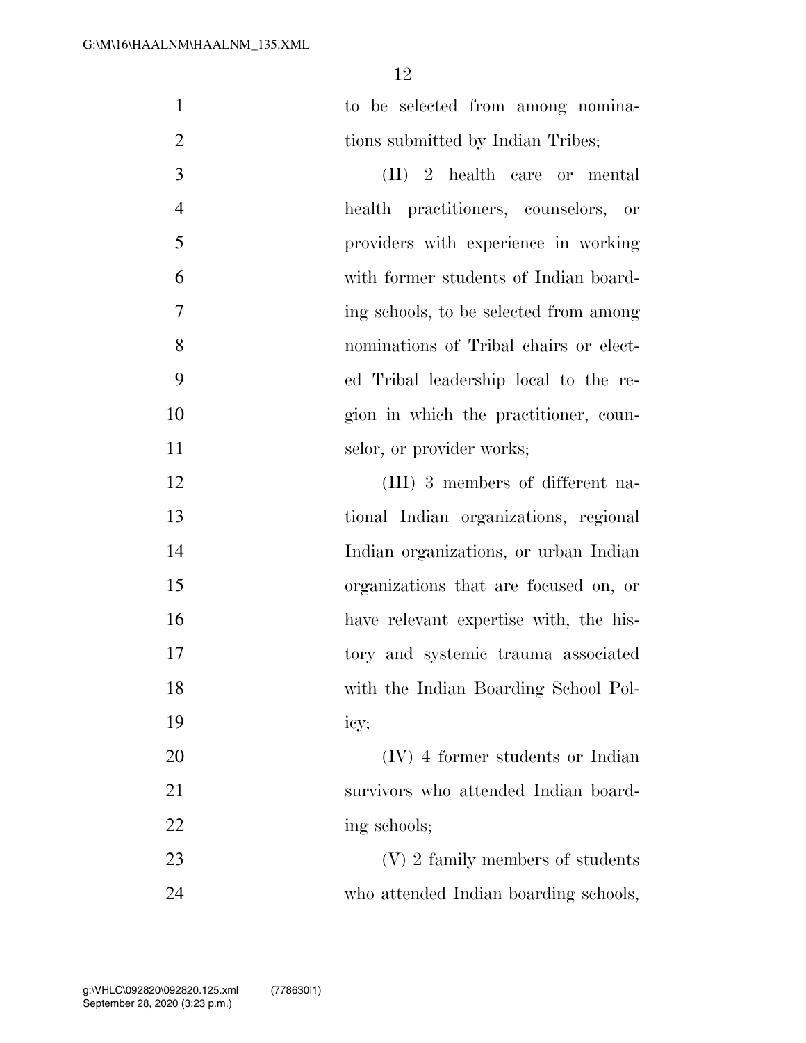to be selected from among nominations submitted by Indian Tribes;

(II) 2 health care or mental health practitioners, counselors, or providers with experience in working with former students of Indian boarding schools, to be selected from among nominations of Tribal chairs or elected Tribal leadership local to the region in which the practitioner, counselor, or provider works;

(III) 3 members of different national Indian organizations, regional Indian organizations, or urban Indian organizations that are focused on, or have relevant expertise with, the history and systemic trauma associated with the Indian Boarding School Policy;

(IV) 4 former students or Indian survivors who attended Indian boarding schools;

(V) 2 family members of students who attended Indian boarding schools,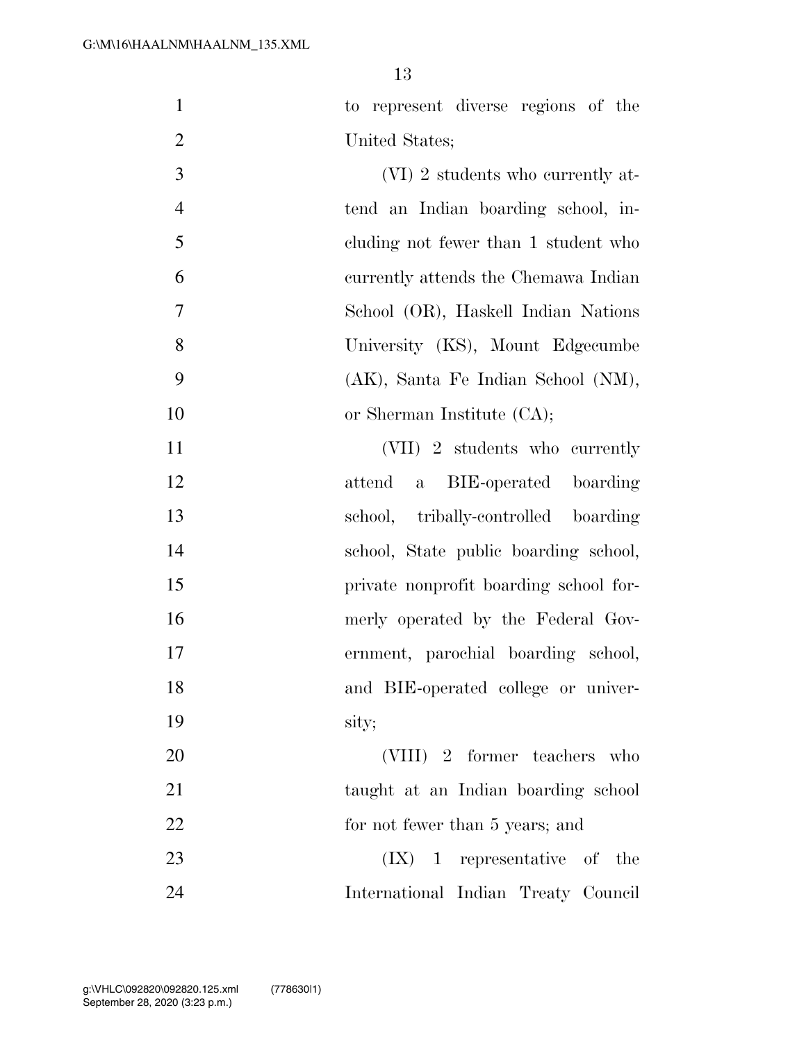to represent diverse regions of the United States;

(VI) 2 students who currently attend an Indian boarding school, including not fewer than 1 student who currently attends the Chemawa Indian School (OR), Haskell Indian Nations University (KS), Mount Edgecumbe (AK), Santa Fe Indian School (NM), or Sherman Institute (CA);

(VII) 2 students who currently attend a BIE-operated boarding school, tribally-controlled boarding school, State public boarding school, private nonprofit boarding school formerly operated by the Federal Government, parochial boarding school, and BIE-operated college or university;

(VIII) 2 former teachers who taught at an Indian boarding school for not fewer than 5 years; and

(IX) 1 representative of the International Indian Treaty Council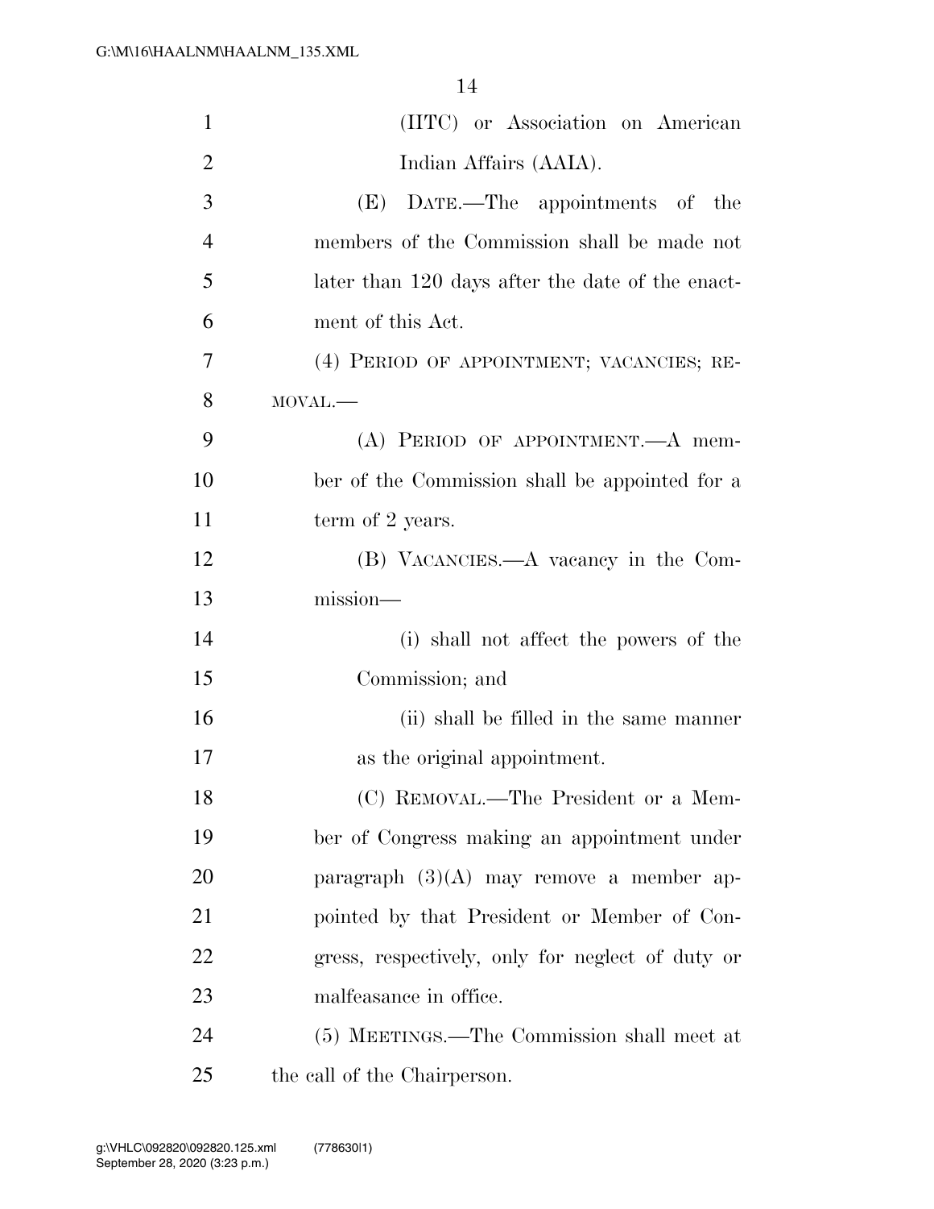(IITC) or Association on American Indian Affairs (AAIA).

(E) DATE.—The appointments of the members of the Commission shall be made not later than 120 days after the date of the enactment of this Act.

(4) PERIOD OF APPOINTMENT; VACANCIES; REMOVAL.—

(A) PERIOD OF APPOINTMENT.—A member of the Commission shall be appointed for a term of 2 years.

(B) VACANCIES.—A vacancy in the Commission—

(i) shall not affect the powers of the Commission; and

(ii) shall be filled in the same manner as the original appointment.

(C) REMOVAL.—The President or a Member of Congress making an appointment under paragraph (3)(A) may remove a member appointed by that President or Member of Congress, respectively, only for neglect of duty or malfeasance in office.

(5) MEETINGS.—The Commission shall meet at the call of the Chairperson.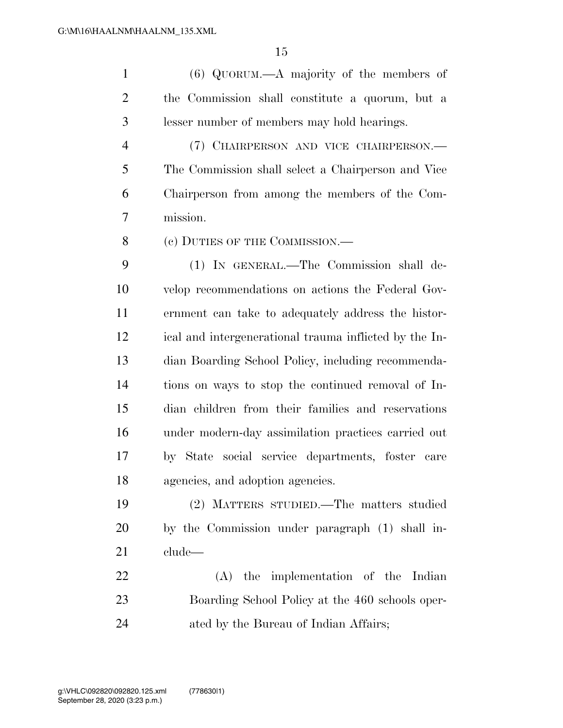(6) QUORUM.—A majority of the members of the Commission shall constitute a quorum, but a lesser number of members may hold hearings.

(7) CHAIRPERSON AND VICE CHAIRPERSON.—The Commission shall select a Chairperson and Vice Chairperson from among the members of the Commission.

(c) DUTIES OF THE COMMISSION.—

(1) IN GENERAL.—The Commission shall develop recommendations on actions the Federal Government can take to adequately address the historical and intergenerational trauma inflicted by the Indian Boarding School Policy, including recommendations on ways to stop the continued removal of Indian children from their families and reservations under modern-day assimilation practices carried out by State social service departments, foster care agencies, and adoption agencies.

(2) MATTERS STUDIED.—The matters studied by the Commission under paragraph (1) shall include—

(A) the implementation of the Indian Boarding School Policy at the 460 schools operated by the Bureau of Indian Affairs;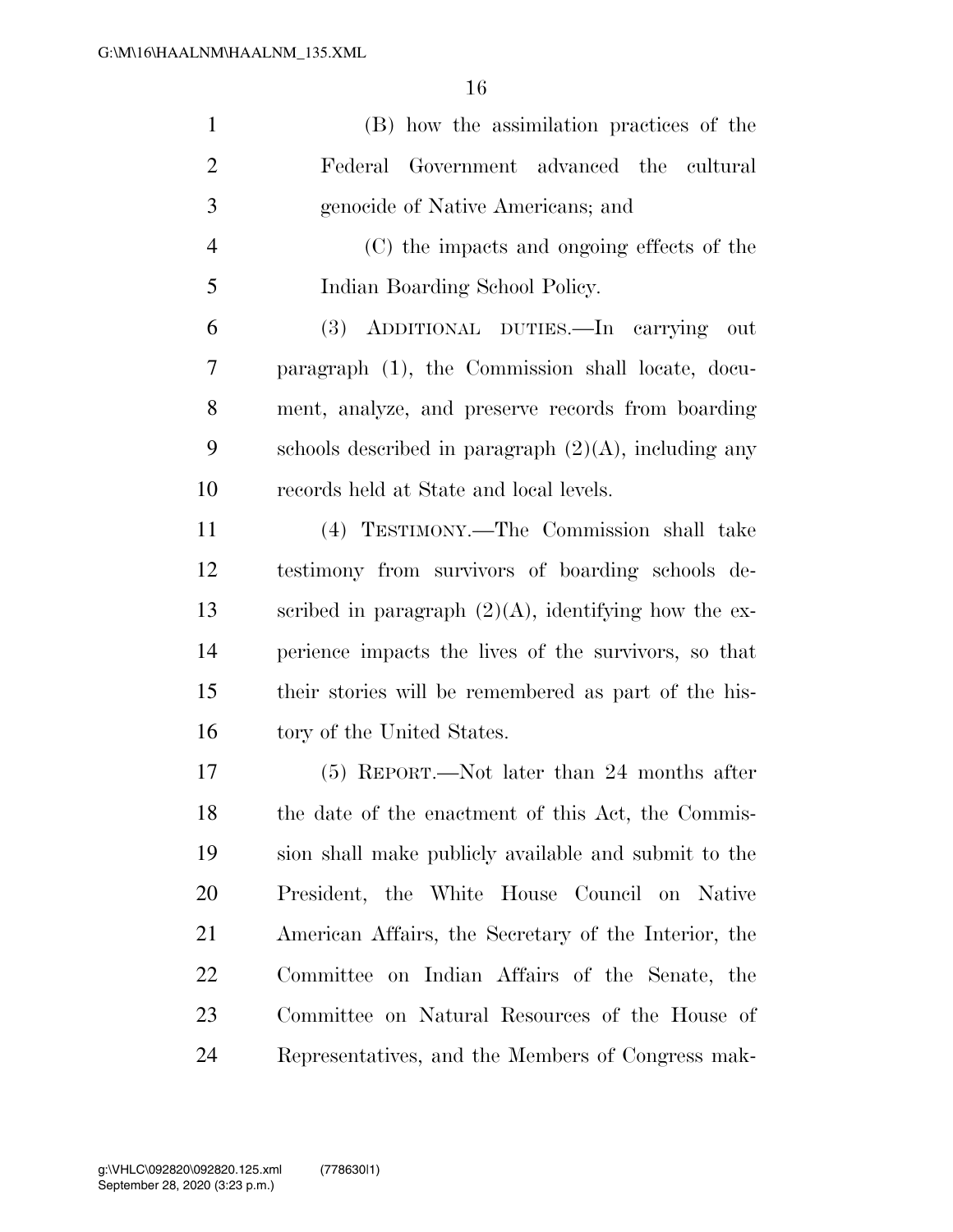(B) how the assimilation practices of the Federal Government advanced the cultural genocide of Native Americans; and

(C) the impacts and ongoing effects of the Indian Boarding School Policy.

(3) ADDITIONAL DUTIES.—In carrying out paragraph (1), the Commission shall locate, document, analyze, and preserve records from boarding schools described in paragraph (2)(A), including any records held at State and local levels.

(4) TESTIMONY.—The Commission shall take testimony from survivors of boarding schools described in paragraph (2)(A), identifying how the experience impacts the lives of the survivors, so that their stories will be remembered as part of the history of the United States.

(5) REPORT.—Not later than 24 months after the date of the enactment of this Act, the Commission shall make publicly available and submit to the President, the White House Council on Native American Affairs, the Secretary of the Interior, the Committee on Indian Affairs of the Senate, the Committee on Natural Resources of the House of Representatives, and the Members of Congress mak-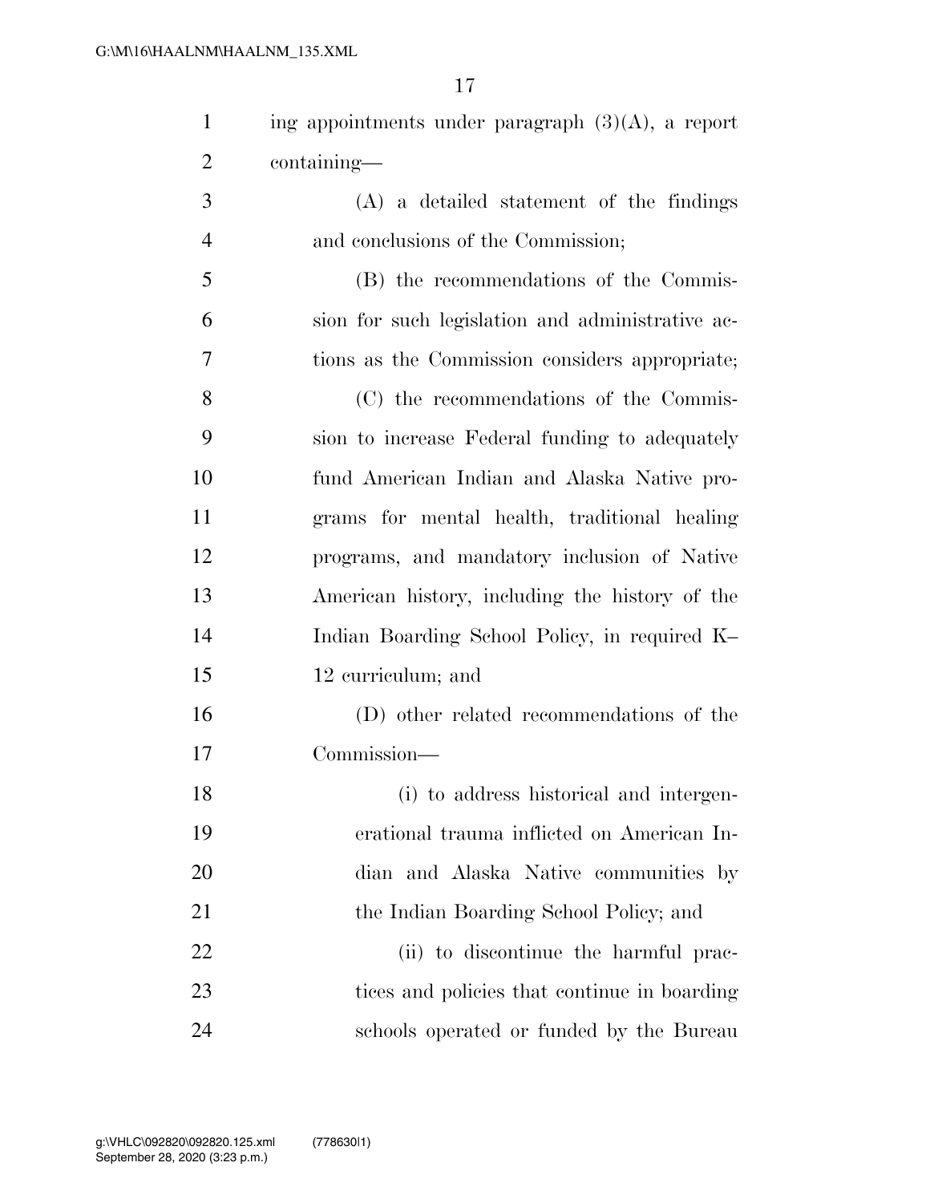ing appointments under paragraph (3)(A), a report containing—

(A) a detailed statement of the findings and conclusions of the Commission;

(B) the recommendations of the Commission for such legislation and administrative actions as the Commission considers appropriate;

(C) the recommendations of the Commission to increase Federal funding to adequately fund American Indian and Alaska Native programs for mental health, traditional healing programs, and mandatory inclusion of Native American history, including the history of the Indian Boarding School Policy, in required K–12 curriculum; and

(D) other related recommendations of the Commission—

(i) to address historical and intergenerational trauma inflicted on American Indian and Alaska Native communities by the Indian Boarding School Policy; and

(ii) to discontinue the harmful practices and policies that continue in boarding schools operated or funded by the Bureau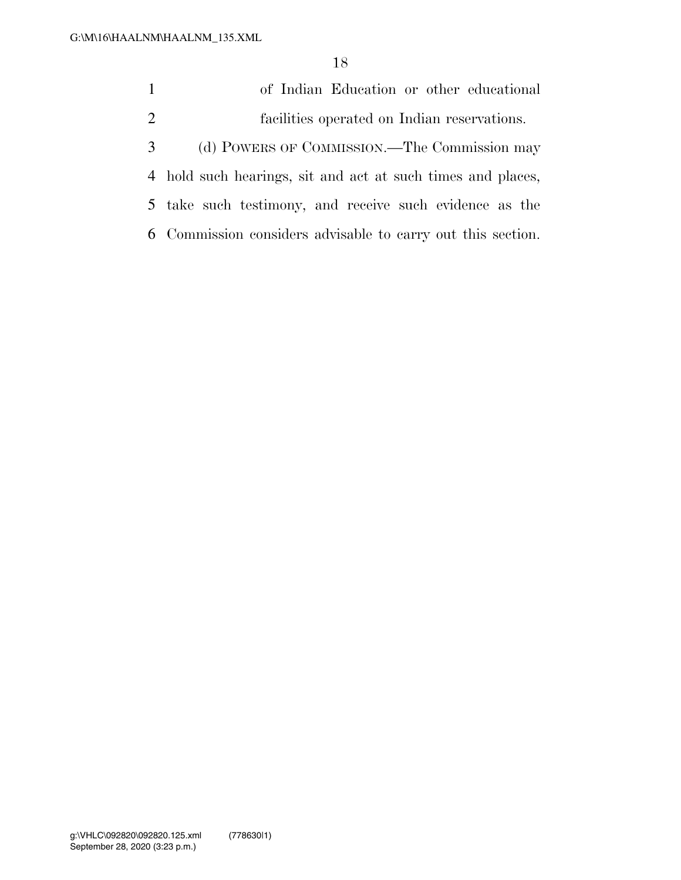of Indian Education or other educational facilities operated on Indian reservations.

(d) POWERS OF COMMISSION.—The Commission may hold such hearings, sit and act at such times and places, take such testimony, and receive such evidence as the Commission considers advisable to carry out this section.